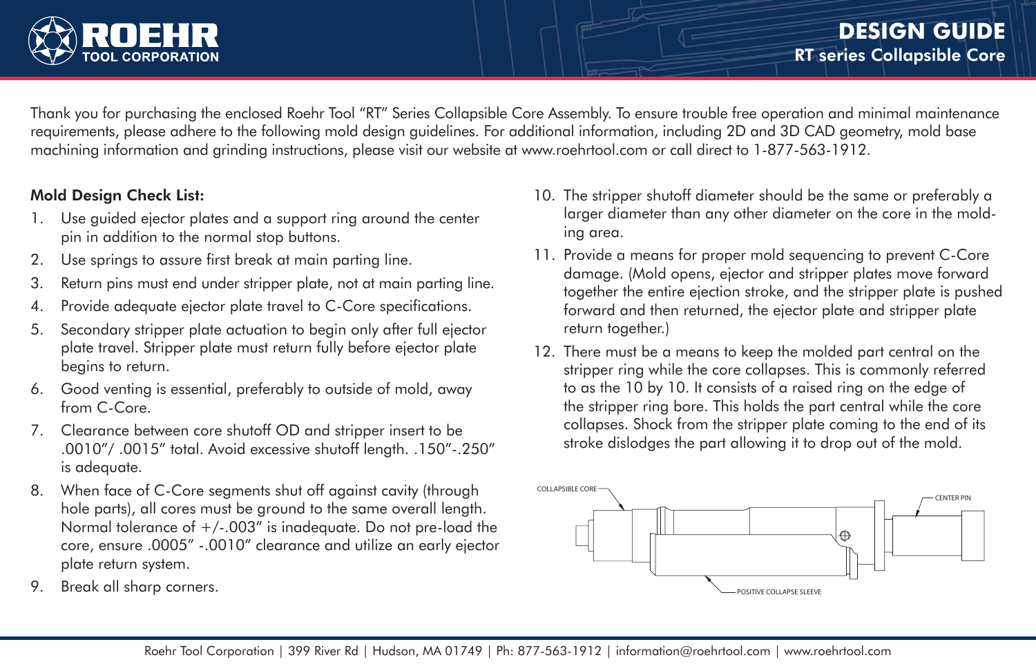# DESIGN GUIDE

## RT series Collapsible Core

Thank you for purchasing the enclosed Roehr Tool "RT" Series Collapsible Core Assembly. To ensure trouble free operation and minimal maintenance requirements, please adhere to the following mold design guidelines. For additional information, including 2D and 3D CAD geometry, mold base machining information and grinding instructions, please visit our website at www.roehrtool.com or call direct to 1-877-563-1912.

### Mold Design Check List:

1. Use guided ejector plates and a support ring around the center pin in addition to the normal stop buttons.
2. Use springs to assure first break at main parting line.
3. Return pins must end under stripper plate, not at main parting line.
4. Provide adequate ejector plate travel to C-Core specifications.
5. Secondary stripper plate actuation to begin only after full ejector plate travel. Stripper plate must return fully before ejector plate begins to return.
6. Good venting is essential, preferably to outside of mold, away from C-Core.
7. Clearance between core shutoff OD and stripper insert to be .0010"/ .0015" total. Avoid excessive shutoff length. .150"-.250" is adequate.
8. When face of C-Core segments shut off against cavity (through hole parts), all cores must be ground to the same overall length. Normal tolerance of +/-.003" is inadequate. Do not pre-load the core, ensure .0005" -.0010" clearance and utilize an early ejector plate return system.
9. Break all sharp corners.
10. The stripper shutoff diameter should be the same or preferably a larger diameter than any other diameter on the core in the molding area.
11. Provide a means for proper mold sequencing to prevent C-Core damage. (Mold opens, ejector and stripper plates move forward together the entire ejection stroke, and the stripper plate is pushed forward and then returned, the ejector plate and stripper plate return together.)
12. There must be a means to keep the molded part central on the stripper ring while the core collapses. This is commonly referred to as the 10 by 10. It consists of a raised ring on the edge of the stripper ring bore. This holds the part central while the core collapses. Shock from the stripper plate coming to the end of its stroke dislodges the part allowing it to drop out of the mold.

COLLAPSIBLE CORE

CENTER PIN

POSITIVE COLLAPSE SLEEVE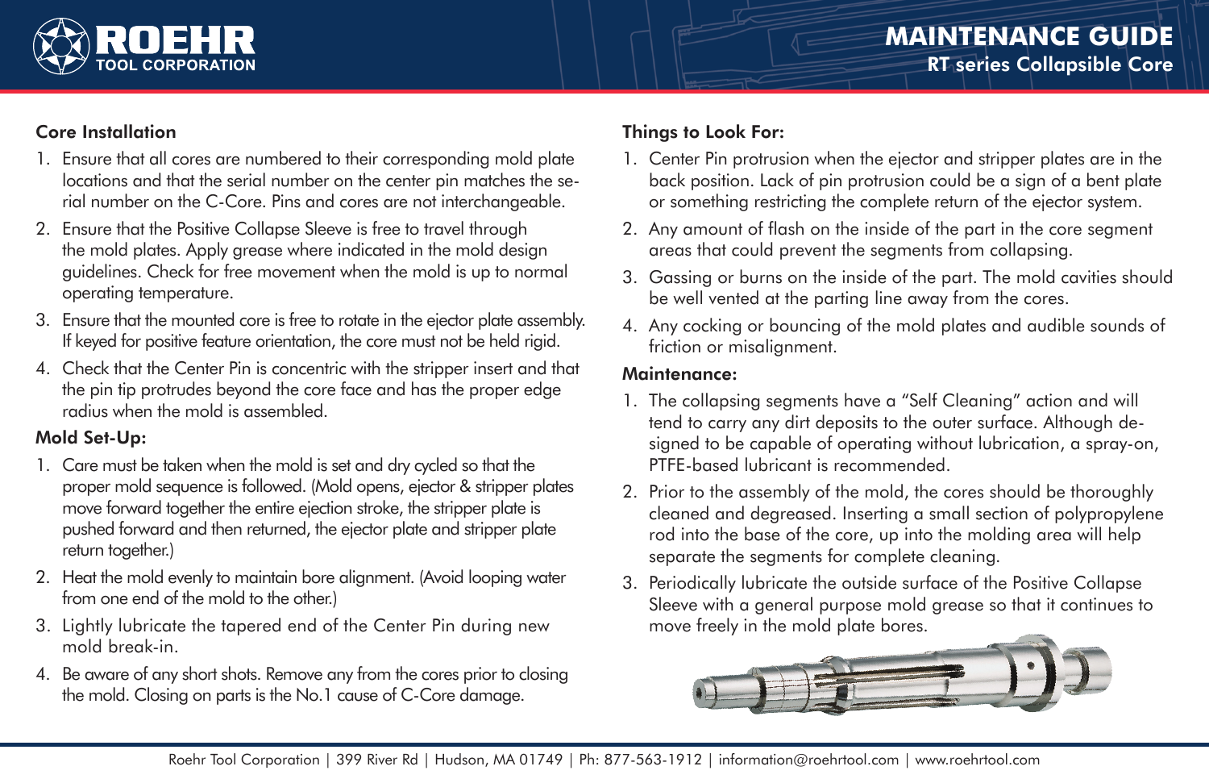# MAINTENANCE GUIDE

## RT series Collapsible Core

### Core Installation

1. Ensure that all cores are numbered to their corresponding mold plate locations and that the serial number on the center pin matches the serial number on the C-Core. Pins and cores are not interchangeable.
2. Ensure that the Positive Collapse Sleeve is free to travel through the mold plates. Apply grease where indicated in the mold design guidelines. Check for free movement when the mold is up to normal operating temperature.
3. Ensure that the mounted core is free to rotate in the ejector plate assembly. If keyed for positive feature orientation, the core must not be held rigid.
4. Check that the Center Pin is concentric with the stripper insert and that the pin tip protrudes beyond the core face and has the proper edge radius when the mold is assembled.

### Mold Set-Up:

1. Care must be taken when the mold is set and dry cycled so that the proper mold sequence is followed. (Mold opens, ejector & stripper plates move forward together the entire ejection stroke, the stripper plate is pushed forward and then returned, the ejector plate and stripper plate return together.)
2. Heat the mold evenly to maintain bore alignment. (Avoid looping water from one end of the mold to the other.)
3. Lightly lubricate the tapered end of the Center Pin during new mold break-in.
4. Be aware of any short shots. Remove any from the cores prior to closing the mold. Closing on parts is the No.1 cause of C-Core damage.

### Things to Look For:

1. Center Pin protrusion when the ejector and stripper plates are in the back position. Lack of pin protrusion could be a sign of a bent plate or something restricting the complete return of the ejector system.
2. Any amount of flash on the inside of the part in the core segment areas that could prevent the segments from collapsing.
3. Gassing or burns on the inside of the part. The mold cavities should be well vented at the parting line away from the cores.
4. Any cocking or bouncing of the mold plates and audible sounds of friction or misalignment.

### Maintenance:

1. The collapsing segments have a "Self Cleaning" action and will tend to carry any dirt deposits to the outer surface. Although designed to be capable of operating without lubrication, a spray-on, PTFE-based lubricant is recommended.
2. Prior to the assembly of the mold, the cores should be thoroughly cleaned and degreased. Inserting a small section of polypropylene rod into the base of the core, up into the molding area will help separate the segments for complete cleaning.
3. Periodically lubricate the outside surface of the Positive Collapse Sleeve with a general purpose mold grease so that it continues to move freely in the mold plate bores.